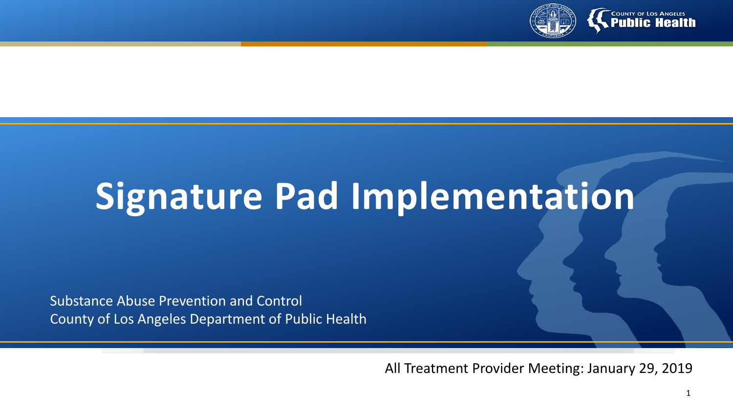# Signature Pad Implementation

Substance Abuse Prevention and Control
County of Los Angeles Department of Public Health

All Treatment Provider Meeting: January 29, 2019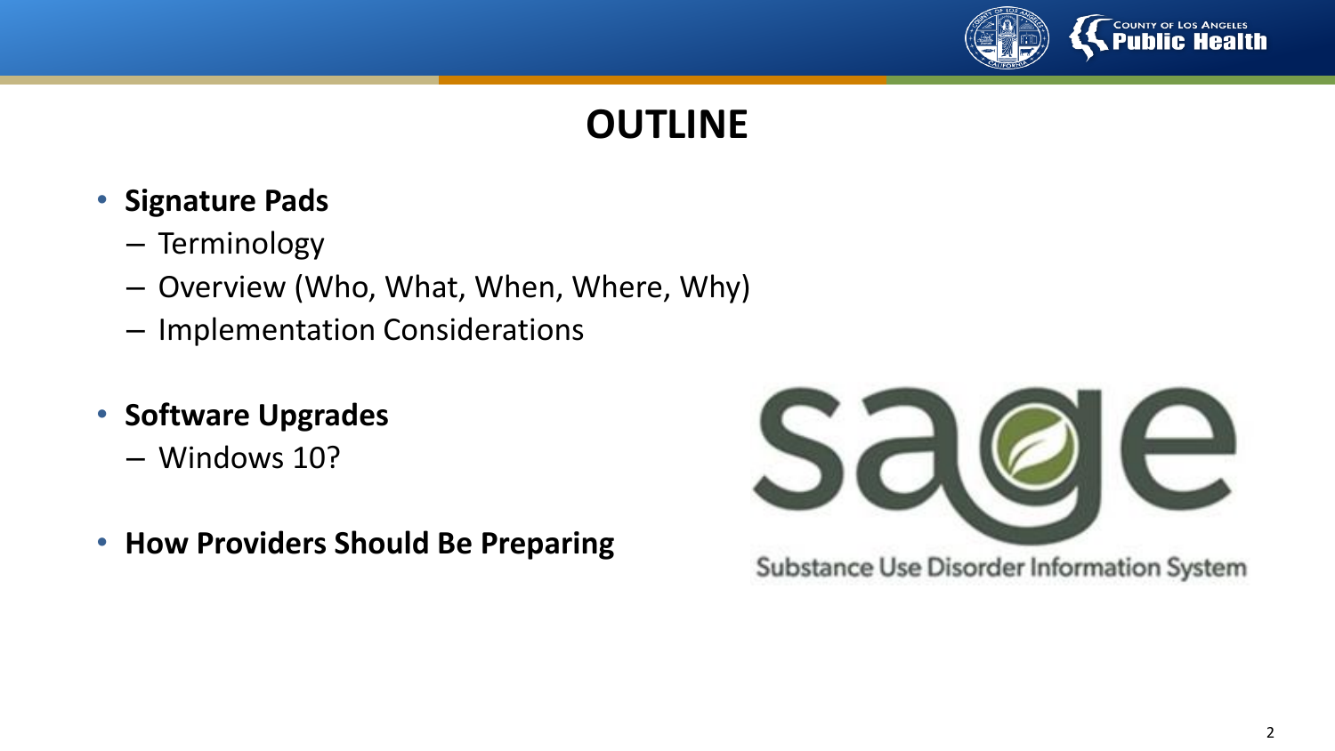# OUTLINE

- **Signature Pads**
  - Terminology
  - Overview (Who, What, When, Where, Why)
  - Implementation Considerations
- **Software Upgrades**
  - Windows 10?
- **How Providers Should Be Preparing**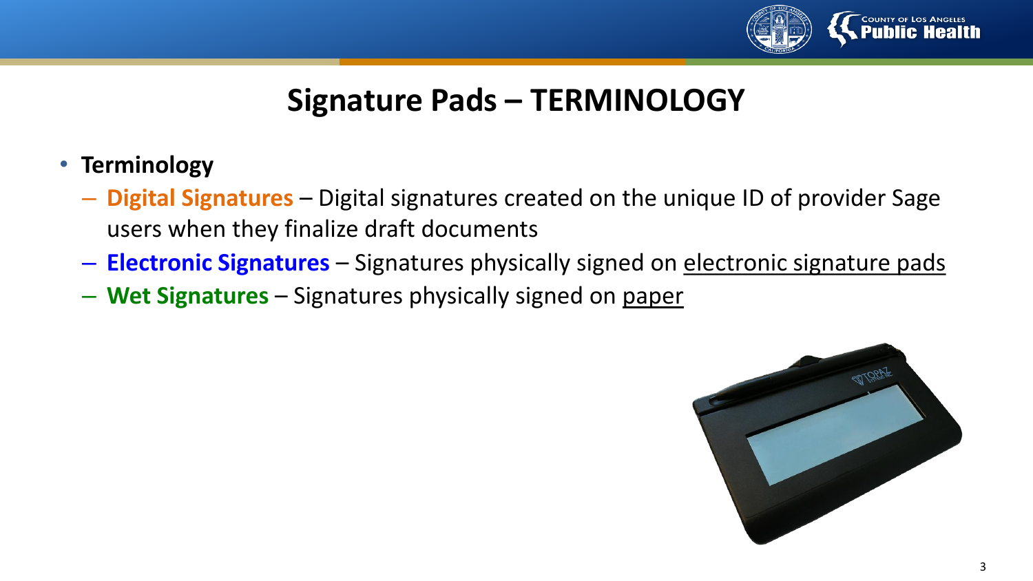# Signature Pads – TERMINOLOGY

- **Terminology**
  - **Digital Signatures** – Digital signatures created on the unique ID of provider Sage users when they finalize draft documents
  - **Electronic Signatures** – Signatures physically signed on electronic signature pads
  - **Wet Signatures** – Signatures physically signed on paper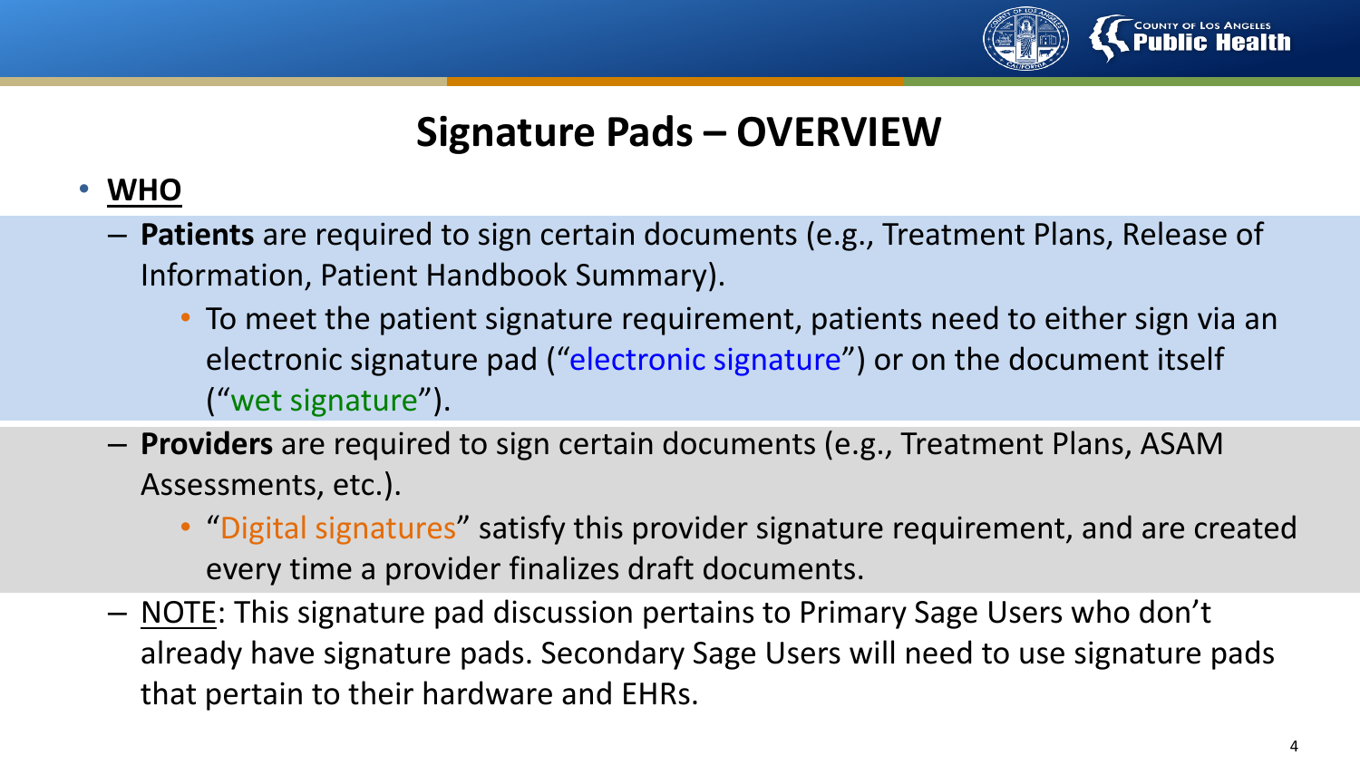# Signature Pads – OVERVIEW

- **WHO**
  - **Patients** are required to sign certain documents (e.g., Treatment Plans, Release of Information, Patient Handbook Summary).
    - To meet the patient signature requirement, patients need to either sign via an electronic signature pad ("electronic signature") or on the document itself ("wet signature").
  - **Providers** are required to sign certain documents (e.g., Treatment Plans, ASAM Assessments, etc.).
    - "Digital signatures" satisfy this provider signature requirement, and are created every time a provider finalizes draft documents.
  - NOTE: This signature pad discussion pertains to Primary Sage Users who don't already have signature pads. Secondary Sage Users will need to use signature pads that pertain to their hardware and EHRs.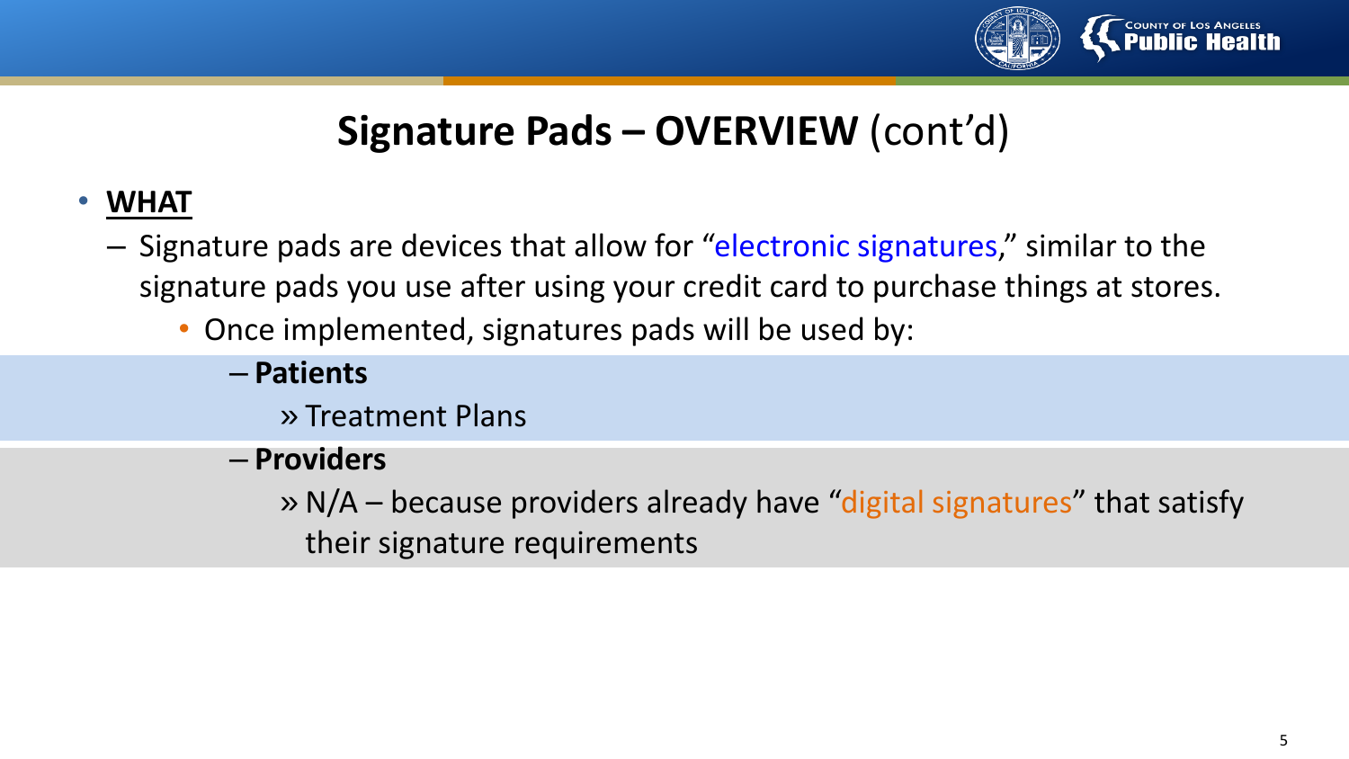# Signature Pads – OVERVIEW (cont'd)

- **WHAT**
  - Signature pads are devices that allow for "electronic signatures," similar to the signature pads you use after using your credit card to purchase things at stores.
    - Once implemented, signatures pads will be used by:
      - **Patients**
        - Treatment Plans
      - **Providers**
        - N/A – because providers already have "digital signatures" that satisfy their signature requirements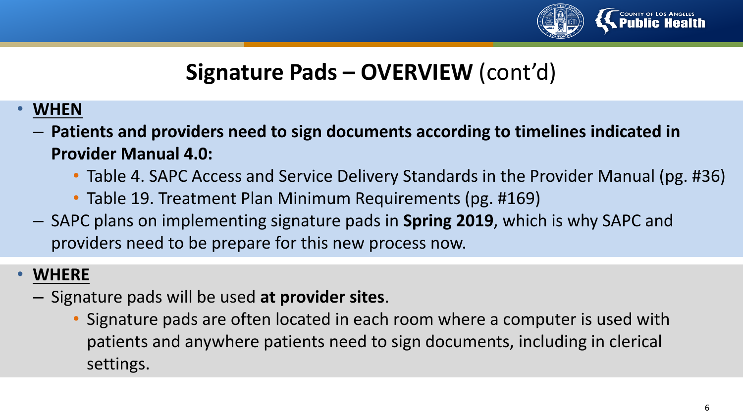# **Signature Pads – OVERVIEW** (cont'd)

- **WHEN**
  - **Patients and providers need to sign documents according to timelines indicated in Provider Manual 4.0:**
    - Table 4. SAPC Access and Service Delivery Standards in the Provider Manual (pg. #36)
    - Table 19. Treatment Plan Minimum Requirements (pg. #169)
  - SAPC plans on implementing signature pads in **Spring 2019**, which is why SAPC and providers need to be prepare for this new process now.
- **WHERE**
  - Signature pads will be used **at provider sites**.
    - Signature pads are often located in each room where a computer is used with patients and anywhere patients need to sign documents, including in clerical settings.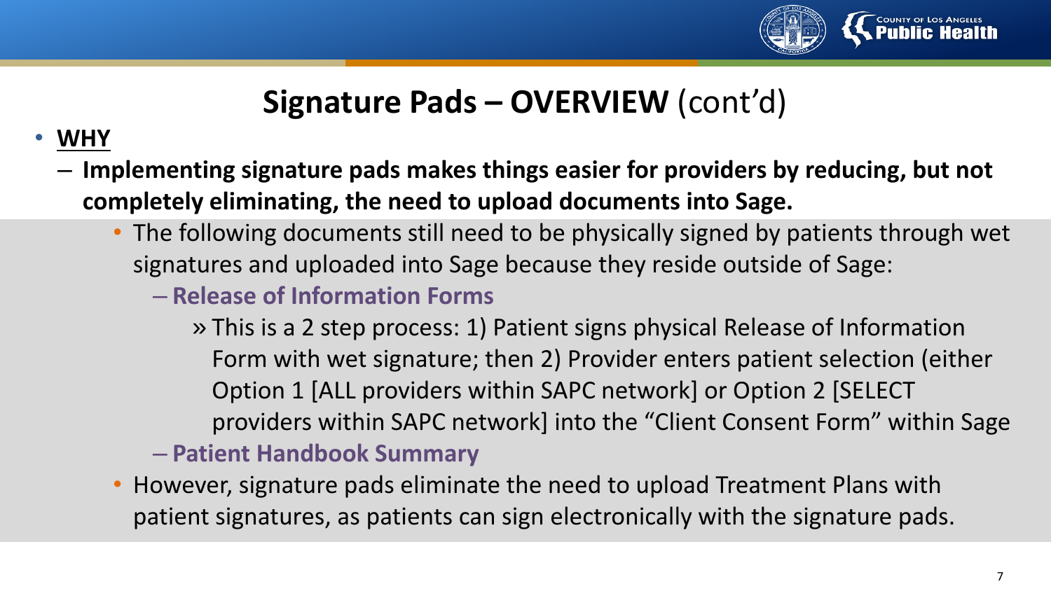# Signature Pads – OVERVIEW (cont'd)

- **WHY**
  - **Implementing signature pads makes things easier for providers by reducing, but not completely eliminating, the need to upload documents into Sage.**
    - The following documents still need to be physically signed by patients through wet signatures and uploaded into Sage because they reside outside of Sage:
      - **Release of Information Forms**
        - This is a 2 step process: 1) Patient signs physical Release of Information Form with wet signature; then 2) Provider enters patient selection (either Option 1 [ALL providers within SAPC network] or Option 2 [SELECT providers within SAPC network] into the "Client Consent Form" within Sage
      - **Patient Handbook Summary**
    - However, signature pads eliminate the need to upload Treatment Plans with patient signatures, as patients can sign electronically with the signature pads.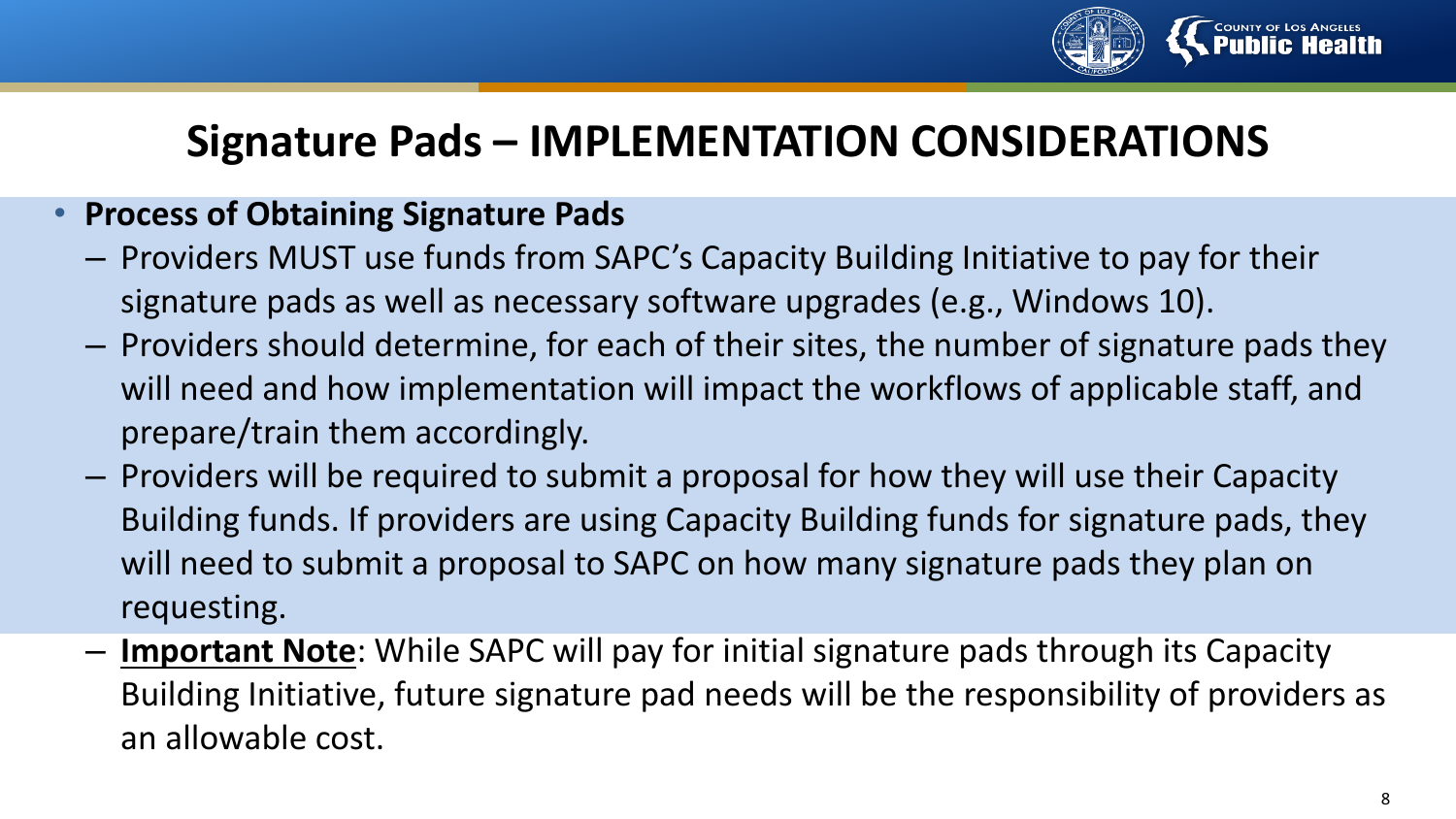# Signature Pads – IMPLEMENTATION CONSIDERATIONS

- **Process of Obtaining Signature Pads**
  - Providers MUST use funds from SAPC's Capacity Building Initiative to pay for their signature pads as well as necessary software upgrades (e.g., Windows 10).
  - Providers should determine, for each of their sites, the number of signature pads they will need and how implementation will impact the workflows of applicable staff, and prepare/train them accordingly.
  - Providers will be required to submit a proposal for how they will use their Capacity Building funds. If providers are using Capacity Building funds for signature pads, they will need to submit a proposal to SAPC on how many signature pads they plan on requesting.
  - **Important Note**: While SAPC will pay for initial signature pads through its Capacity Building Initiative, future signature pad needs will be the responsibility of providers as an allowable cost.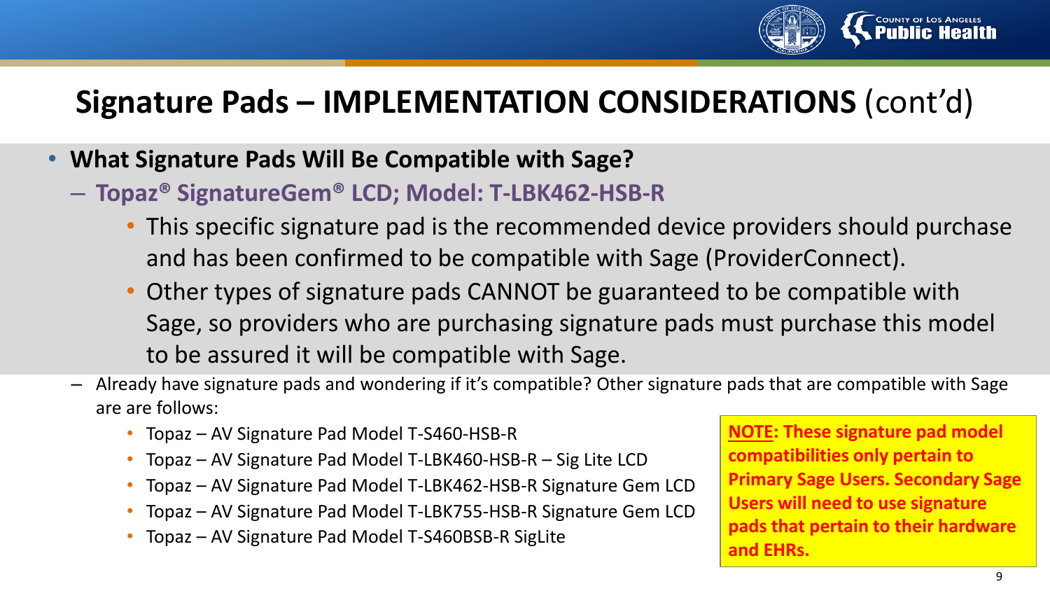# Signature Pads – IMPLEMENTATION CONSIDERATIONS (cont'd)

- **What Signature Pads Will Be Compatible with Sage?**
  - **Topaz® SignatureGem® LCD; Model: T-LBK462-HSB-R**
    - This specific signature pad is the recommended device providers should purchase and has been confirmed to be compatible with Sage (ProviderConnect).
    - Other types of signature pads CANNOT be guaranteed to be compatible with Sage, so providers who are purchasing signature pads must purchase this model to be assured it will be compatible with Sage.
  - Already have signature pads and wondering if it's compatible? Other signature pads that are compatible with Sage are are follows:
    - Topaz – AV Signature Pad Model T-S460-HSB-R
    - Topaz – AV Signature Pad Model T-LBK460-HSB-R – Sig Lite LCD
    - Topaz – AV Signature Pad Model T-LBK462-HSB-R Signature Gem LCD
    - Topaz – AV Signature Pad Model T-LBK755-HSB-R Signature Gem LCD
    - Topaz – AV Signature Pad Model T-S460BSB-R SigLite

**NOTE: These signature pad model compatibilities only pertain to Primary Sage Users. Secondary Sage Users will need to use signature pads that pertain to their hardware and EHRs.**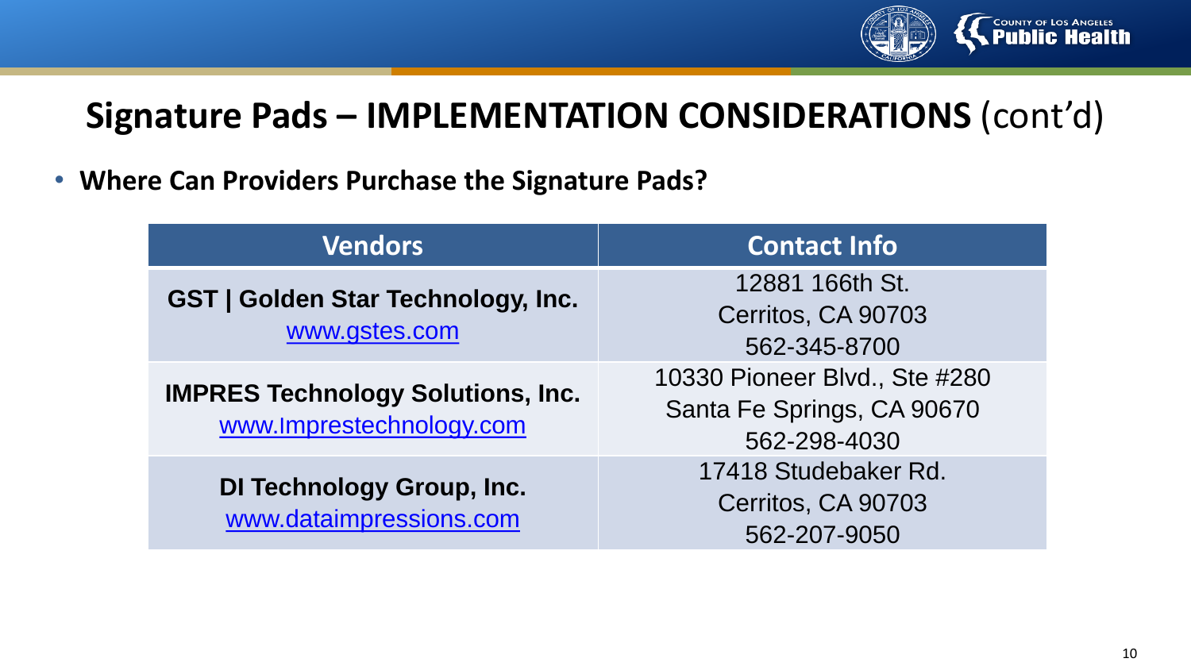## Signature Pads – IMPLEMENTATION CONSIDERATIONS (cont'd)

- **Where Can Providers Purchase the Signature Pads?**

| Vendors | Contact Info |
|---|---|
| **GST \| Golden Star Technology, Inc.** www.gstes.com | 12881 166th St. Cerritos, CA 90703 562-345-8700 |
| **IMPRES Technology Solutions, Inc.** www.Imprestechnology.com | 10330 Pioneer Blvd., Ste #280 Santa Fe Springs, CA 90670 562-298-4030 |
| **DI Technology Group, Inc.** www.dataimpressions.com | 17418 Studebaker Rd. Cerritos, CA 90703 562-207-9050 |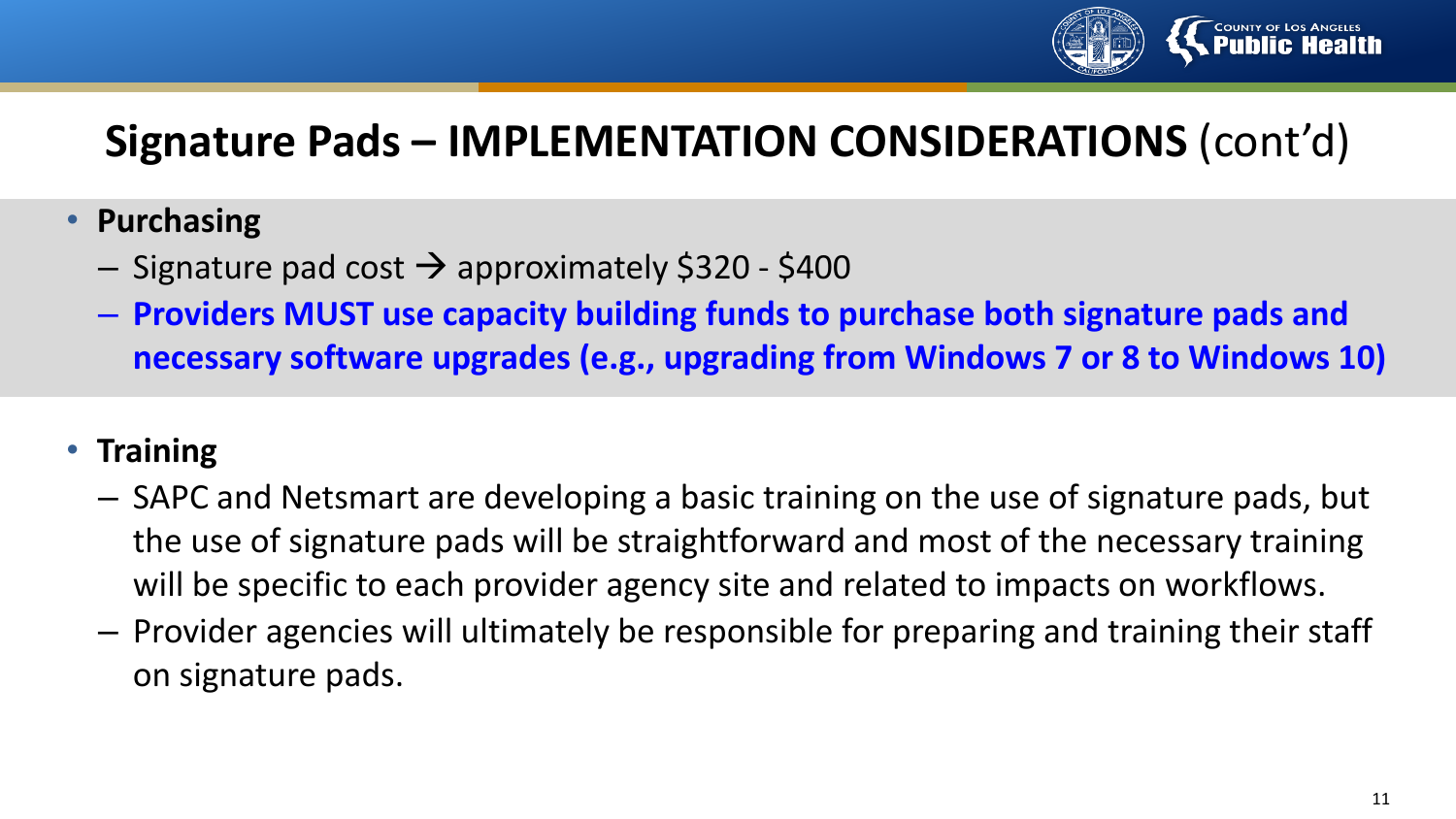# Signature Pads – IMPLEMENTATION CONSIDERATIONS (cont'd)

- **Purchasing**
  - Signature pad cost → approximately $320 - $400
  - **Providers MUST use capacity building funds to purchase both signature pads and necessary software upgrades (e.g., upgrading from Windows 7 or 8 to Windows 10)**

- **Training**
  - SAPC and Netsmart are developing a basic training on the use of signature pads, but the use of signature pads will be straightforward and most of the necessary training will be specific to each provider agency site and related to impacts on workflows.
  - Provider agencies will ultimately be responsible for preparing and training their staff on signature pads.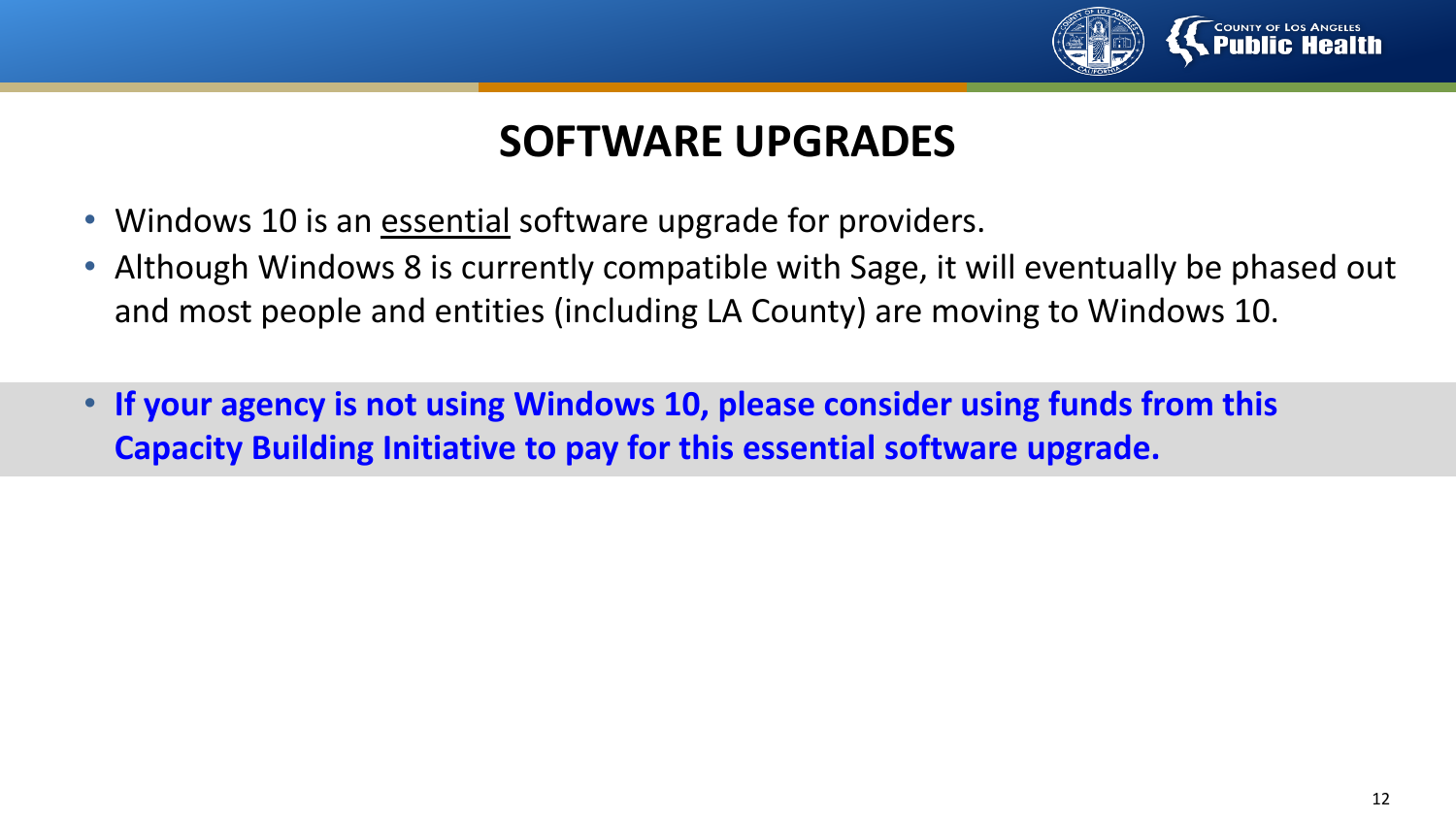# SOFTWARE UPGRADES

- Windows 10 is an <u>essential</u> software upgrade for providers.
- Although Windows 8 is currently compatible with Sage, it will eventually be phased out and most people and entities (including LA County) are moving to Windows 10.
- **If your agency is not using Windows 10, please consider using funds from this Capacity Building Initiative to pay for this essential software upgrade.**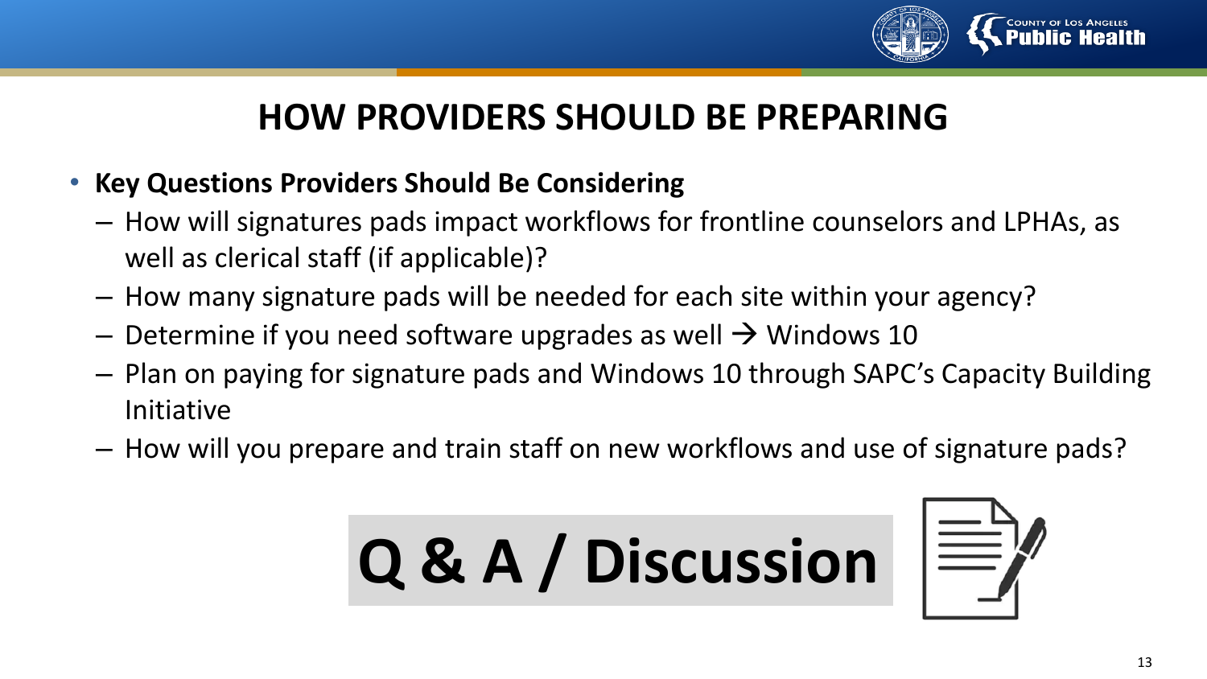# HOW PROVIDERS SHOULD BE PREPARING

- **Key Questions Providers Should Be Considering**
  - How will signatures pads impact workflows for frontline counselors and LPHAs, as well as clerical staff (if applicable)?
  - How many signature pads will be needed for each site within your agency?
  - Determine if you need software upgrades as well → Windows 10
  - Plan on paying for signature pads and Windows 10 through SAPC's Capacity Building Initiative
  - How will you prepare and train staff on new workflows and use of signature pads?

**Q & A / Discussion**